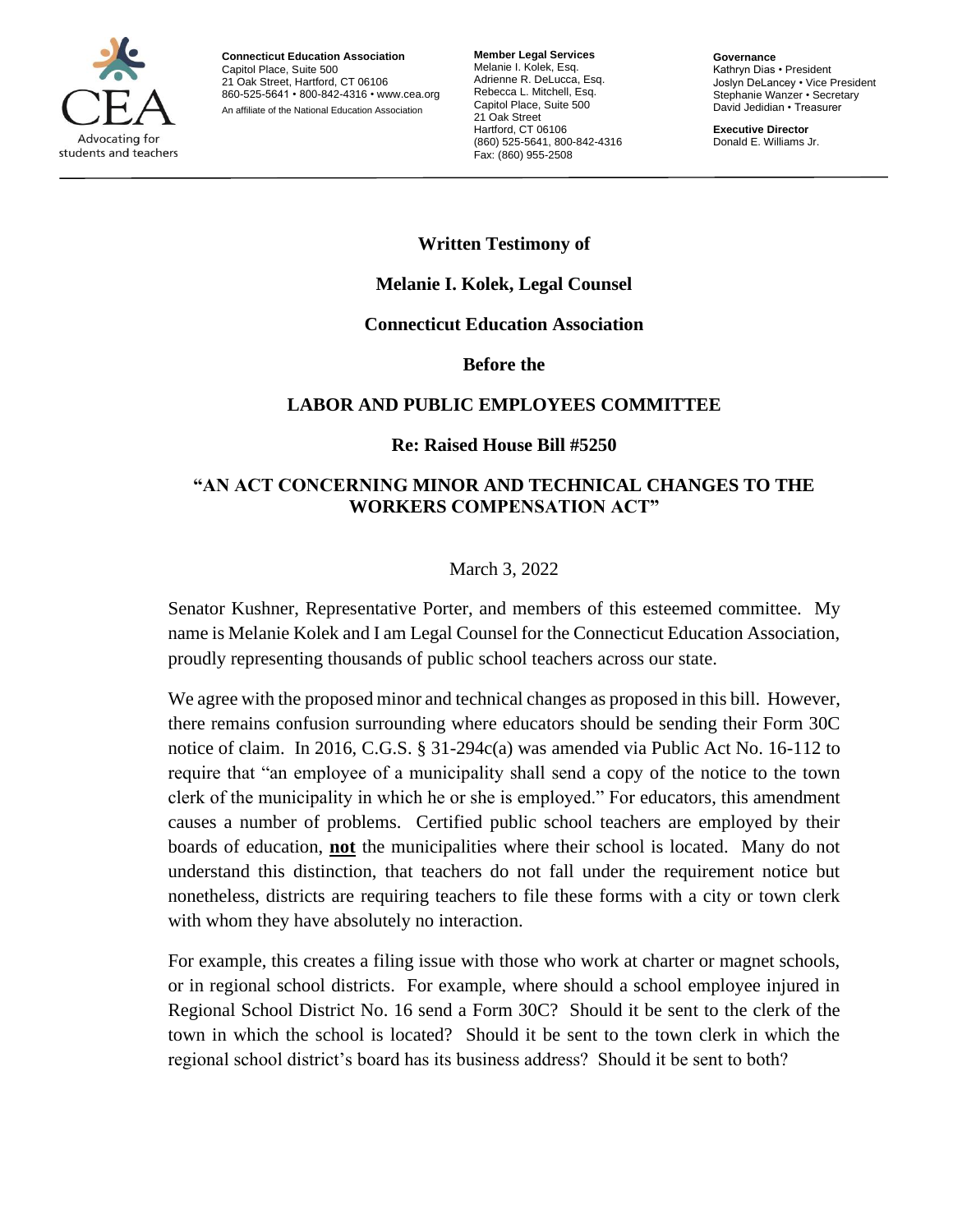**Connecticut Education Association**
Capitol Place, Suite 500
21 Oak Street, Hartford, CT 06106
860-525-5641 • 800-842-4316 • www.cea.org
An affiliate of the National Education Association

**Member Legal Services**
Melanie I. Kolek, Esq.
Adrienne R. DeLucca, Esq.
Rebecca L. Mitchell, Esq.
Capitol Place, Suite 500
21 Oak Street
Hartford, CT 06106
(860) 525-5641, 800-842-4316
Fax: (860) 955-2508

**Governance**
Kathryn Dias • President
Joslyn DeLancey • Vice President
Stephanie Wanzer • Secretary
David Jedidian • Treasurer

**Executive Director**
Donald E. Williams Jr.

---

**Written Testimony of**

**Melanie I. Kolek, Legal Counsel**

**Connecticut Education Association**

**Before the**

**LABOR AND PUBLIC EMPLOYEES COMMITTEE**

**Re: Raised House Bill #5250**

**"AN ACT CONCERNING MINOR AND TECHNICAL CHANGES TO THE WORKERS COMPENSATION ACT"**

March 3, 2022

Senator Kushner, Representative Porter, and members of this esteemed committee. My name is Melanie Kolek and I am Legal Counsel for the Connecticut Education Association, proudly representing thousands of public school teachers across our state.

We agree with the proposed minor and technical changes as proposed in this bill. However, there remains confusion surrounding where educators should be sending their Form 30C notice of claim. In 2016, C.G.S. § 31-294c(a) was amended via Public Act No. 16-112 to require that "an employee of a municipality shall send a copy of the notice to the town clerk of the municipality in which he or she is employed." For educators, this amendment causes a number of problems. Certified public school teachers are employed by their boards of education, **not** the municipalities where their school is located. Many do not understand this distinction, that teachers do not fall under the requirement notice but nonetheless, districts are requiring teachers to file these forms with a city or town clerk with whom they have absolutely no interaction.

For example, this creates a filing issue with those who work at charter or magnet schools, or in regional school districts. For example, where should a school employee injured in Regional School District No. 16 send a Form 30C? Should it be sent to the clerk of the town in which the school is located? Should it be sent to the town clerk in which the regional school district's board has its business address? Should it be sent to both?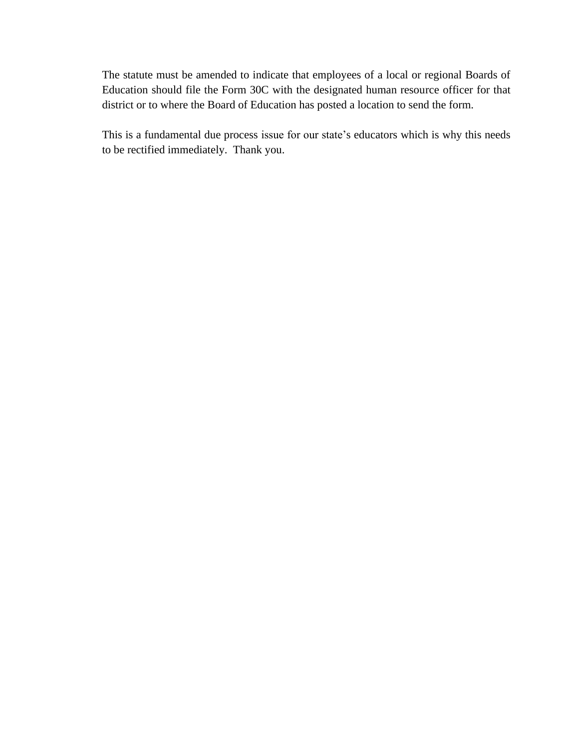The statute must be amended to indicate that employees of a local or regional Boards of Education should file the Form 30C with the designated human resource officer for that district or to where the Board of Education has posted a location to send the form.

This is a fundamental due process issue for our state's educators which is why this needs to be rectified immediately. Thank you.